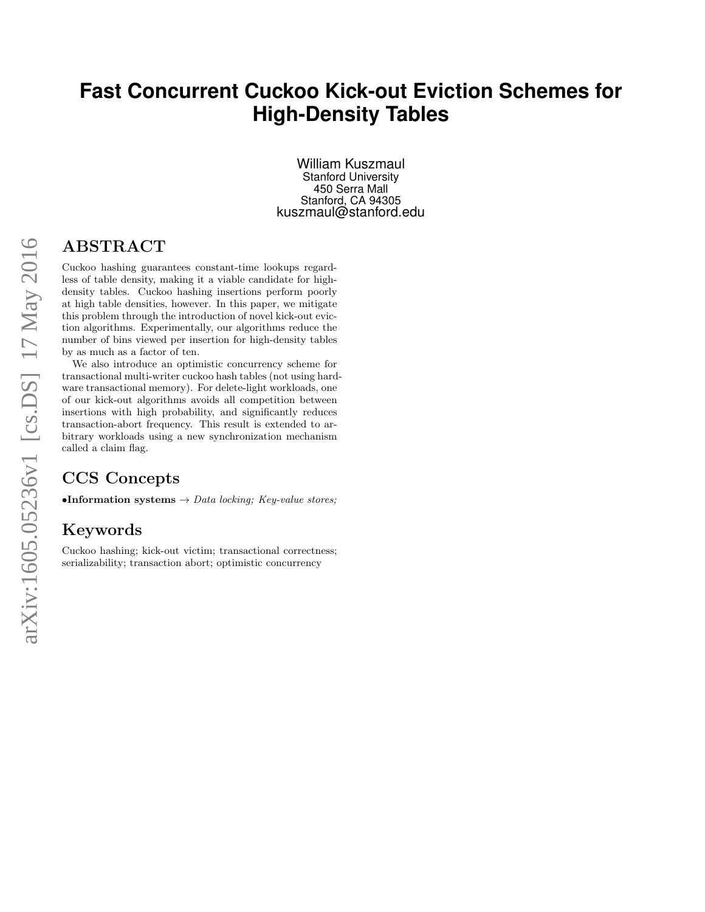# Fast Concurrent Cuckoo Kick-out Eviction Schemes for High-Density Tables

William Kuszmaul
Stanford University
450 Serra Mall
Stanford, CA 94305
kuszmaul@stanford.edu

## ABSTRACT

Cuckoo hashing guarantees constant-time lookups regardless of table density, making it a viable candidate for high-density tables. Cuckoo hashing insertions perform poorly at high table densities, however. In this paper, we mitigate this problem through the introduction of novel kick-out eviction algorithms. Experimentally, our algorithms reduce the number of bins viewed per insertion for high-density tables by as much as a factor of ten.

We also introduce an optimistic concurrency scheme for transactional multi-writer cuckoo hash tables (not using hardware transactional memory). For delete-light workloads, one of our kick-out algorithms avoids all competition between insertions with high probability, and significantly reduces transaction-abort frequency. This result is extended to arbitrary workloads using a new synchronization mechanism called a claim flag.

## CCS Concepts

•**Information systems** → *Data locking; Key-value stores;*

## Keywords

Cuckoo hashing; kick-out victim; transactional correctness; serializability; transaction abort; optimistic concurrency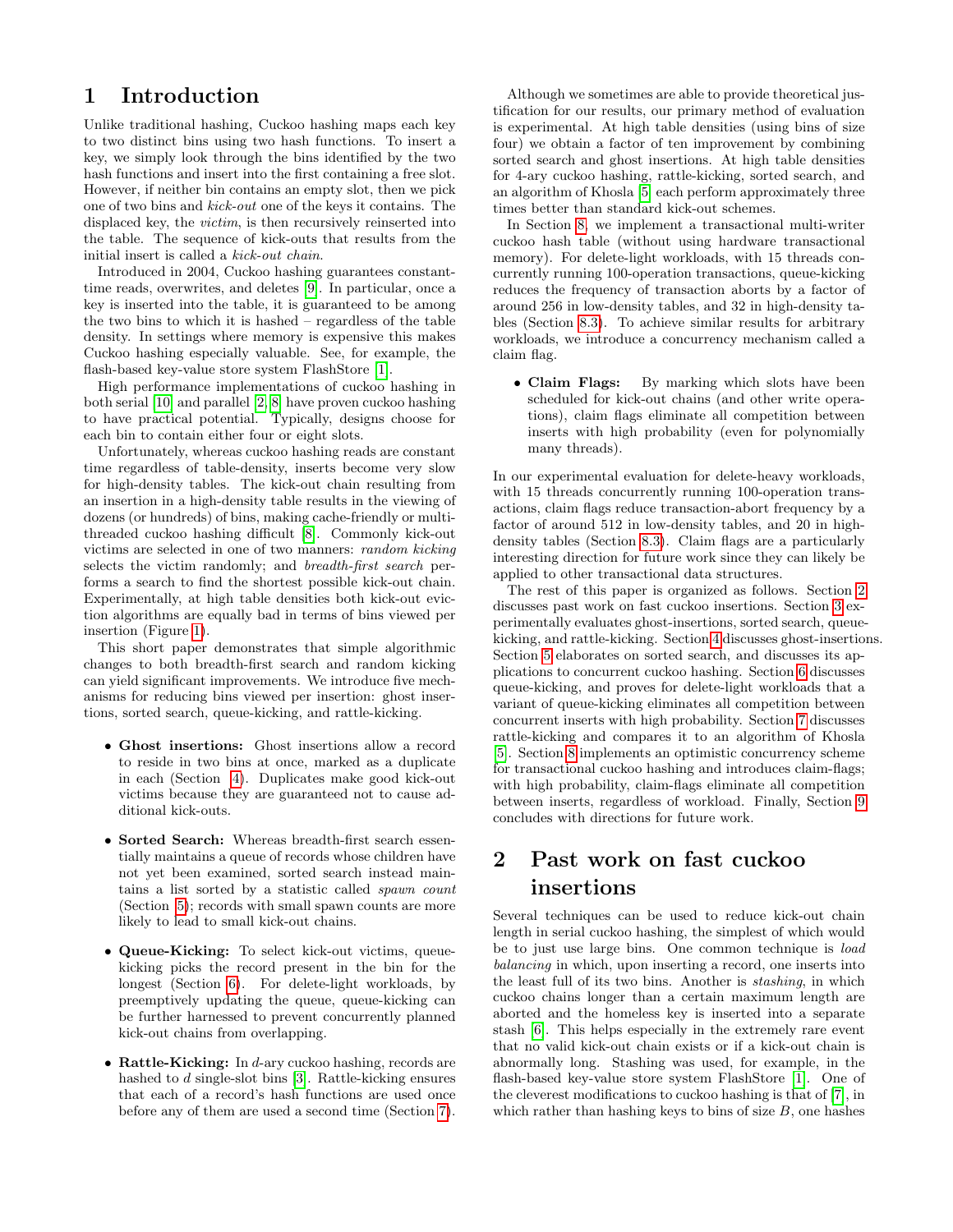# 1 Introduction

Unlike traditional hashing, Cuckoo hashing maps each key to two distinct bins using two hash functions. To insert a key, we simply look through the bins identified by the two hash functions and insert into the first containing a free slot. However, if neither bin contains an empty slot, then we pick one of two bins and *kick-out* one of the keys it contains. The displaced key, the *victim*, is then recursively reinserted into the table. The sequence of kick-outs that results from the initial insert is called a *kick-out chain.*

Introduced in 2004, Cuckoo hashing guarantees constant-time reads, overwrites, and deletes [9]. In particular, once a key is inserted into the table, it is guaranteed to be among the two bins to which it is hashed – regardless of the table density. In settings where memory is expensive this makes Cuckoo hashing especially valuable. See, for example, the flash-based key-value store system FlashStore [1].

High performance implementations of cuckoo hashing in both serial [10] and parallel [2, 8] have proven cuckoo hashing to have practical potential. Typically, designs choose for each bin to contain either four or eight slots.

Unfortunately, whereas cuckoo hashing reads are constant time regardless of table-density, inserts become very slow for high-density tables. The kick-out chain resulting from an insertion in a high-density table results in the viewing of dozens (or hundreds) of bins, making cache-friendly or multi-threaded cuckoo hashing difficult [8]. Commonly kick-out victims are selected in one of two manners: *random kicking* selects the victim randomly; and *breadth-first search* performs a search to find the shortest possible kick-out chain. Experimentally, at high table densities both kick-out eviction algorithms are equally bad in terms of bins viewed per insertion (Figure 1).

This short paper demonstrates that simple algorithmic changes to both breadth-first search and random kicking can yield significant improvements. We introduce five mechanisms for reducing bins viewed per insertion: ghost insertions, sorted search, queue-kicking, and rattle-kicking.

- **Ghost insertions:** Ghost insertions allow a record to reside in two bins at once, marked as a duplicate in each (Section 4). Duplicates make good kick-out victims because they are guaranteed not to cause additional kick-outs.
- **Sorted Search:** Whereas breadth-first search essentially maintains a queue of records whose children have not yet been examined, sorted instead maintains a list sorted by a statistic called *spawn count* (Section 5); records with small spawn counts are more likely to lead to small kick-out chains.
- **Queue-Kicking:** To select kick-out victims, queue-kicking picks the record present in the bin for the longest (Section 6). For delete-light workloads, by preemptively updating the queue, queue-kicking can be further harnessed to prevent concurrently planned kick-out chains from overlapping.
- **Rattle-Kicking:** In $d$-ary cuckoo hashing, records are hashed to $d$ single-slot bins [3]. Rattle-kicking ensures that each of a record's hash functions are used once before any of them are used a second time (Section 7).

Although we sometimes are able to provide theoretical justification for our results, our primary method of evaluation is experimental. At high table densities (using bins of size four) we obtain a factor of ten improvement by combining sorted search and ghost insertions. At high table densities for 4-ary cuckoo hashing, rattle-kicking, sorted search, and an algorithm of Khosla [5] each perform approximately three times better than standard kick-out schemes.

In Section 8, we implement a transactional multi-writer cuckoo hash table (without using hardware transactional memory). For delete-light workloads, with 15 threads concurrently running 100-operation transactions, queue-kicking reduces the frequency of transaction aborts by a factor of around 256 in low-density tables, and 32 in high-density tables (Section 8.3). To achieve similar results for arbitrary workloads, we introduce a concurrency mechanism called a claim flag.

- **Claim Flags:** By marking which slots have been scheduled for kick-out chains (and other write operations), claim flags eliminate all competition between inserts with high probability (even for polynomially many threads).

In our experimental evaluation for delete-heavy workloads, with 15 threads concurrently running 100-operation transactions, claim flags reduce transaction-abort frequency by a factor of around 512 in low-density tables, and 20 in high-density tables (Section 8.3). Claim flags are a particularly interesting direction for future work since they can likely be applied to other transactional data structures.

The rest of this paper is organized as follows. Section 2 discusses past work on fast cuckoo insertions. Section 3 experimentally evaluates ghost-insertions, sorted search, queue-kicking, and rattle-kicking. Section 4 discusses ghost-insertions. Section 5 elaborates on sorted search, and discusses its applications to concurrent cuckoo hashing. Section 6 discusses queue-kicking, and proves for delete-light workloads that a variant of queue-kicking eliminates all competition between concurrent inserts with high probability. Section 7 discusses rattle-kicking and compares it to an algorithm of Khosla [5]. Section 8 implements an optimistic concurrency scheme for transactional cuckoo hashing and introduces claim-flags; with high probability, claim-flags eliminate all competition between inserts, regardless of workload. Finally, Section 9 concludes with directions for future work.

# 2 Past work on fast cuckoo insertions

Several techniques can be used to reduce kick-out chain length in serial cuckoo hashing, the simplest of which would be to just use large bins. One common technique is *load balancing* in which, upon inserting a record, one inserts into the least full of its two bins. Another is *stashing*, in which cuckoo chains longer than a certain maximum length are aborted and the homeless key is inserted into a separate stash [6]. This helps especially in the extremely rare event that no valid kick-out chain exists or if a kick-out chain is abnormally long. Stashing was used, for example, in the flash-based key-value store system FlashStore [1]. One of the cleverest modifications to cuckoo hashing is that of [7], in which rather than hashing keys to bins of size $B$, one hashes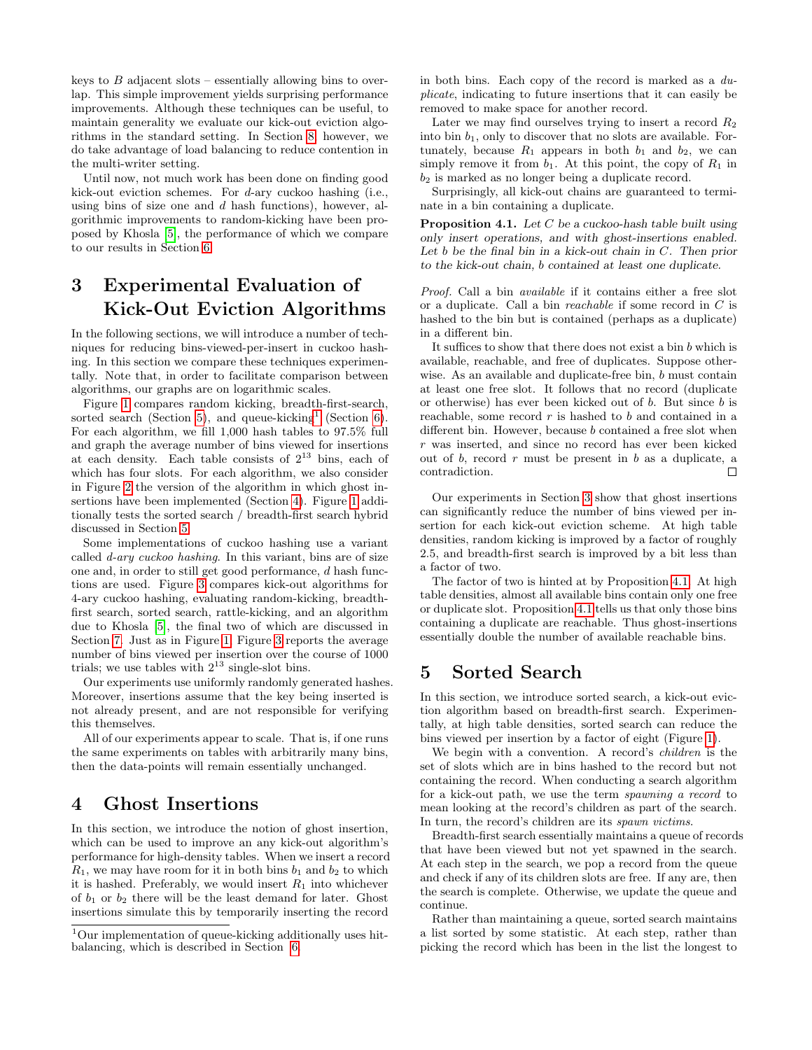keys to $B$ adjacent slots – essentially allowing bins to overlap. This simple improvement yields surprising performance improvements. Although these techniques can be useful, to maintain generality we evaluate our kick-out eviction algorithms in the standard setting. In Section 8, however, we do take advantage of load balancing to reduce contention in the multi-writer setting.

Until now, not much work has been done on finding good kick-out eviction schemes. For $d$-ary cuckoo hashing (i.e., using bins of size one and $d$ hash functions), however, algorithmic improvements to random-kicking have been proposed by Khosla [5], the performance of which we compare to our results in Section 6.

# 3 Experimental Evaluation of Kick-Out Eviction Algorithms

In the following sections, we will introduce a number of techniques for reducing bins-viewed-per-insert in cuckoo hashing. In this section we compare these techniques experimentally. Note that, in order to facilitate comparison between algorithms, our graphs are on logarithmic scales.

Figure 1 compares random kicking, breadth-first-search, sorted search (Section 5), and queue-kicking[1] (Section 6). For each algorithm, we fill 1,000 hash tables to 97.5% full and graph the average number of bins viewed for insertions at each density. Each table consists of $2^{13}$ bins, each of which has four slots. For each algorithm, we also consider in Figure 2 the version of the algorithm in which ghost insertions have been implemented (Section 4). Figure 1 additionally tests the sorted search / breadth-first search hybrid discussed in Section 5.

Some implementations of cuckoo hashing use a variant called *d-ary cuckoo hashing*. In this variant, bins are of size one and, in order to still get good performance, $d$ hash functions are used. Figure 3 compares kick-out algorithms for 4-ary cuckoo hashing, evaluating random-kicking, breadth-first search, sorted search, rattle-kicking, and an algorithm due to Khosla [5], the final two of which are discussed in Section 7. Just as in Figure 1, Figure 3 reports the average number of bins viewed per insertion over the course of 1000 trials; we use tables with $2^{13}$ single-slot bins.

Our experiments use uniformly randomly generated hashes. Moreover, insertions assume that the key being inserted is not already present, and are not responsible for verifying this themselves.

All of our experiments appear to scale. That is, if one runs the same experiments on tables with arbitrarily many bins, then the data-points will remain essentially unchanged.

# 4 Ghost Insertions

In this section, we introduce the notion of ghost insertion, which can be used to improve an any kick-out algorithm's performance for high-density tables. When we insert a record $R_1$, we may have room for it in both bins $b_1$ and $b_2$ to which it is hashed. Preferably, we would insert $R_1$ into whichever of $b_1$ or $b_2$ there will be the least demand for later. Ghost insertions simulate this by temporarily inserting the record in both bins. Each copy of the record is marked as a *duplicate*, indicating to future insertions that it can easily be removed to make space for another record.

Later we may find ourselves trying to insert a record $R_2$ into bin $b_1$, only to discover that no slots are available. Fortunately, because $R_1$ appears in both $b_1$ and $b_2$, we can simply remove it from $b_1$. At this point, the copy of $R_1$ in $b_2$ is marked as no longer being a duplicate record.

Surprisingly, all kick-out chains are guaranteed to terminate in a bin containing a duplicate.

**Proposition 4.1.** *Let $C$ be a cuckoo-hash table built using only insert operations, and with ghost-insertions enabled. Let $b$ be the final bin in a kick-out chain in $C$. Then prior to the kick-out chain, $b$ contained at least one duplicate.*

*Proof.* Call a bin *available* if it contains either a free slot or a duplicate. Call a bin *reachable* if some record in $C$ is hashed to the bin but is contained (perhaps as a duplicate) in a different bin.

It suffices to show that there does not exist a bin $b$ which is available, reachable, and free of duplicates. Suppose otherwise. As an available and duplicate-free bin, $b$ must contain at least one free slot. It follows that no record (duplicate or otherwise) has ever been kicked out of $b$. But since $b$ is reachable, some record $r$ is hashed to $b$ and contained in a different bin. However, because $b$ contained a free slot when $r$ was inserted, and since no record has ever been kicked out of $b$, record $r$ must be present in $b$ as a duplicate, a contradiction. □

Our experiments in Section 3 show that ghost insertions can significantly reduce the number of bins viewed per insertion for each kick-out eviction scheme. At high table densities, random kicking is improved by a factor of roughly 2.5, and breadth-first search is improved by a bit less than a factor of two.

The factor of two is hinted at by Proposition 4.1. At high table densities, almost all available bins contain only one free or duplicate slot. Proposition 4.1 tells us that only those bins containing a duplicate are reachable. Thus ghost-insertions essentially double the number of available reachable bins.

# 5 Sorted Search

In this section, we introduce sorted search, a kick-out eviction algorithm based on breadth-first search. Experimentally, at high table densities, sorted search can reduce the bins viewed per insertion by a factor of eight (Figure 1).

We begin with a convention. A record's *children* is the set of slots which are in bins hashed to the record but not containing the record. When conducting a search algorithm for a kick-out path, we use the term *spawning a record* to mean looking at the record's children as part of the search. In turn, the record's children are its *spawn victims*.

Breadth-first search essentially maintains a queue of records that have been viewed but not yet spawned in the search. At each step in the search, we pop a record from the queue and check if any of its children slots are free. If any are, then the search is complete. Otherwise, we update the queue and continue.

Rather than maintaining a queue, sorted search maintains a list sorted by some statistic. At each step, rather than picking the record which has been in the list the longest to

[1] Our implementation of queue-kicking additionally uses hit-balancing, which is described in Section 6.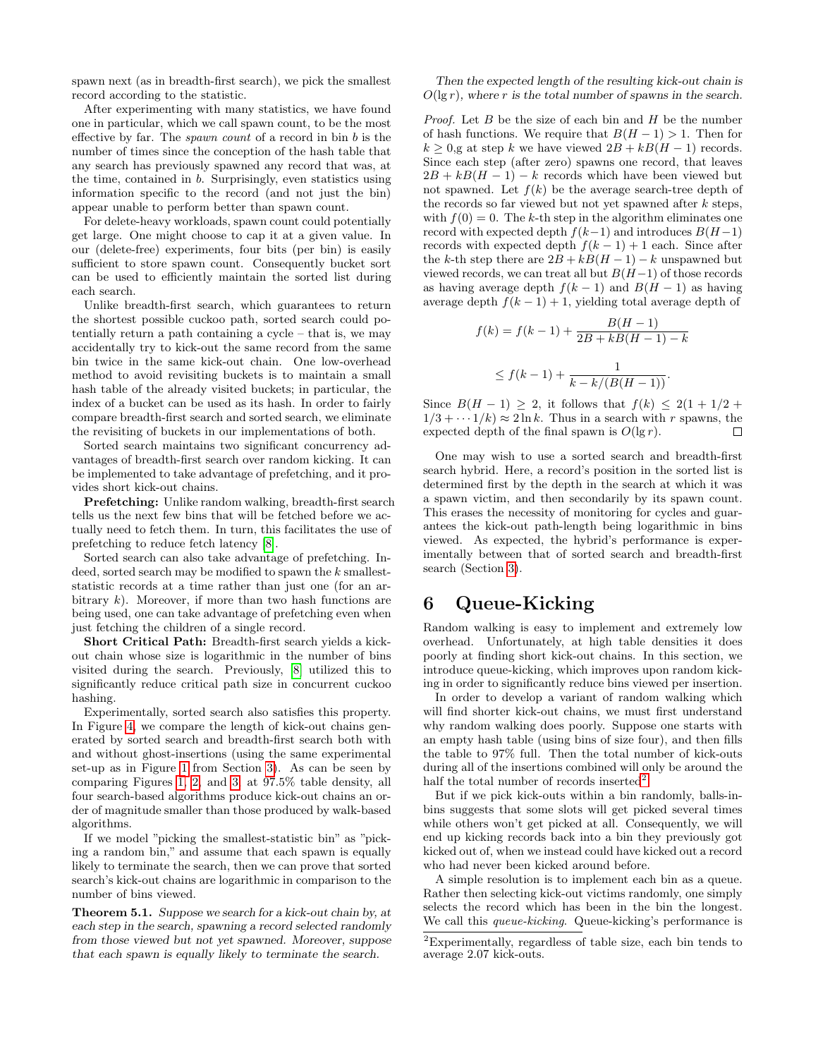spawn next (as in breadth-first search), we pick the smallest record according to the statistic.

After experimenting with many statistics, we have found one in particular, which we call spawn count, to be the most effective by far. The *spawn count* of a record in bin $b$ is the number of times since the conception of the hash table that any search has previously spawned any record that was, at the time, contained in $b$. Surprisingly, even statistics using information specific to the record (and not just the bin) appear unable to perform better than spawn count.

For delete-heavy workloads, spawn count could potentially get large. One might choose to cap it at a given value. In our (delete-free) experiments, four bits (per bin) is easily sufficient to store spawn count. Consequently bucket sort can be used to efficiently maintain the sorted list during each search.

Unlike breadth-first search, which guarantees to return the shortest possible cuckoo path, sorted search could potentially return a path containing a cycle – that is, we may accidentally try to kick-out the same record from the same bin twice in the same kick-out chain. One low-overhead method to avoid revisiting buckets is to maintain a small hash table of the already visited buckets; in particular, the index of a bucket can be used as its hash. In order to fairly compare breadth-first search and sorted search, we eliminate the revisiting of buckets in our implementations of both.

Sorted search maintains two significant concurrency advantages of breadth-first search over random kicking. It can be implemented to take advantage of prefetching, and it provides short kick-out chains.

**Prefetching:** Unlike random walking, breadth-first search tells us the next few bins that will be fetched before we actually need to fetch them. In turn, this facilitates the use of prefetching to reduce fetch latency [8].

Sorted search can also take advantage of prefetching. Indeed, sorted search may be modified to spawn the $k$ smallest-statistic records at a time rather than just one (for an arbitrary $k$). Moreover, if more than two hash functions are being used, one can take advantage of prefetching even when just fetching the children of a single record.

**Short Critical Path:** Breadth-first search yields a kick-out chain whose size is logarithmic in the number of bins visited during the search. Previously, [8] utilized this to significantly reduce critical path size in concurrent cuckoo hashing.

Experimentally, sorted search also satisfies this property. In Figure 4, we compare the length of kick-out chains generated by sorted search and breadth-first search both with and without ghost-insertions (using the same experimental set-up as in Figure 1 from Section 3). As can be seen by comparing Figures 1, 2, and 3, at 97.5% table density, all four search-based algorithms produce kick-out chains an order of magnitude smaller than those produced by walk-based algorithms.

If we model "picking the smallest-statistic bin" as "picking a random bin," and assume that each spawn is equally likely to terminate the search, then we can prove that sorted search's kick-out chains are logarithmic in comparison to the number of bins viewed.

**Theorem 5.1.** *Suppose we search for a kick-out chain by, at each step in the search, spawning a record selected randomly from those viewed but not yet spawned. Moreover, suppose that each spawn is equally likely to terminate the search.*

*Then the expected length of the resulting kick-out chain is $O(\lg r)$, where $r$ is the total number of spawns in the search.*

*Proof.* Let $B$ be the size of each bin and $H$ be the number of hash functions. We require that $B(H-1) > 1$. Then for $k \geq 0$,g at step $k$ we have viewed $2B + kB(H-1)$ records. Since each step (after zero) spawns one record, that leaves $2B + kB(H-1) - k$ records which have been viewed but not spawned. Let $f(k)$ be the average search-tree depth of the records so far viewed but not yet spawned after $k$ steps, with $f(0) = 0$. The $k$-th step in the algorithm eliminates one record with expected depth $f(k-1)$ and introduces $B(H-1)$ records with expected depth $f(k-1)+1$ each. Since after the $k$-th step there are $2B + kB(H-1) - k$ unspawned but viewed records, we can treat all but $B(H-1)$ of those records as having average depth $f(k-1)$ and $B(H-1)$ as having average depth $f(k-1)+1$, yielding total average depth of

$$f(k) = f(k-1) + \frac{B(H-1)}{2B + kB(H-1) - k}$$

$$\leq f(k-1) + \frac{1}{k - k/(B(H-1))}.$$

Since $B(H-1) \geq 2$, it follows that $f(k) \leq 2(1 + 1/2 + 1/3 + \cdots 1/k) \approx 2\ln k$. Thus in a search with $r$ spawns, the expected depth of the final spawn is $O(\lg r)$. □

One may wish to use a sorted search and breadth-first search hybrid. Here, a record's position in the sorted list is determined first by the depth in the search at which it was a spawn victim, and then secondarily by its spawn count. This erases the necessity of monitoring for cycles and guarantees the kick-out path-length being logarithmic in bins viewed. As expected, the hybrid's performance is experimentally between that of sorted search and breadth-first search (Section 3).

# 6 Queue-Kicking

Random walking is easy to implement and extremely low overhead. Unfortunately, at high table densities it does poorly at finding short kick-out chains. In this section, we introduce queue-kicking, which improves upon random kicking in order to significantly reduce bins viewed per insertion.

In order to develop a variant of random walking which will find shorter kick-out chains, we must first understand why random walking does poorly. Suppose one starts with an empty hash table (using bins of size four), and then fills the table to 97% full. Then the total number of kick-outs during all of the insertions combined will only be around the half the total number of records inserted[2].

But if we pick kick-outs within a bin randomly, balls-in-bins suggests that some slots will get picked several times while others won't get picked at all. Consequently, we will end up kicking records back into a bin they previously got kicked out of, when we instead could have kicked out a record who had never been kicked around before.

A simple resolution is to implement each bin as a queue. Rather then selecting kick-out victims randomly, one simply selects the record which has been in the bin the longest. We call this *queue-kicking*. Queue-kicking's performance is

[2] Experimentally, regardless of table size, each bin tends to average 2.07 kick-outs.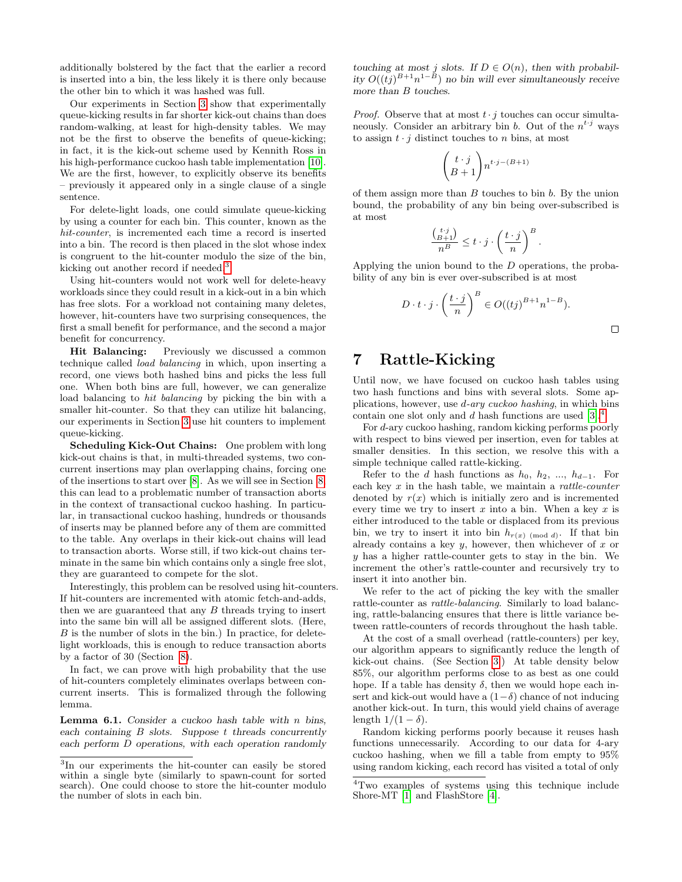additionally bolstered by the fact that the earlier a record is inserted into a bin, the less likely it is there only because the other bin to which it was hashed was full.

Our experiments in Section 3 show that experimentally queue-kicking results in far shorter kick-out chains than does random-walking, at least for high-density tables. We may not be the first to observe the benefits of queue-kicking; in fact, it is the kick-out scheme used by Kennith Ross in his high-performance cuckoo hash table implementation [10]. We are the first, however, to explicitly observe its benefits – previously it appeared only in a single clause of a single sentence.

For delete-light loads, one could simulate queue-kicking by using a counter for each bin. This counter, known as the *hit-counter*, is incremented each time a record is inserted into a bin. The record is then placed in the slot whose index is congruent to the hit-counter modulo the size of the bin, kicking out another record if needed.[3]

Using hit-counters would not work well for delete-heavy workloads since they could result in a kick-out in a bin which has free slots. For a workload not containing many deletes, however, hit-counters have two surprising consequences, the first a small benefit for performance, and the second a major benefit for concurrency.

**Hit Balancing:** Previously we discussed a common technique called *load balancing* in which, upon inserting a record, one views both hashed bins and picks the less full one. When both bins are full, however, we can generalize load balancing to *hit balancing* by picking the bin with a smaller hit-counter. So that they can utilize hit balancing, our experiments in Section 3 use hit counters to implement queue-kicking.

**Scheduling Kick-Out Chains:** One problem with long kick-out chains is that, in multi-threaded systems, two concurrent insertions may plan overlapping chains, forcing one of the insertions to start over [8]. As we will see in Section 8, this can lead to a problematic number of transaction aborts in the context of transactional cuckoo hashing. In particular, in transactional cuckoo hashing, hundreds or thousands of inserts may be planned before any of them are committed to the table. Any overlaps in their kick-out chains will lead to transaction aborts. Worse still, if two kick-out chains terminate in the same bin which contains only a single free slot, they are guaranteed to compete for the slot.

Interestingly, this problem can be resolved using hit-counters. If hit-counters are incremented with atomic fetch-and-adds, then we are guaranteed that any $B$ threads trying to insert into the same bin will all be assigned different slots. (Here, $B$ is the number of slots in the bin.) In practice, for delete-light workloads, this is enough to reduce transaction aborts by a factor of 30 (Section 8).

In fact, we can prove with high probability that the use of hit-counters completely eliminates overlaps between concurrent inserts. This is formalized through the following lemma.

**Lemma 6.1.** *Consider a cuckoo hash table with $n$ bins, each containing $B$ slots. Suppose $t$ threads concurrently each perform $D$ operations, with each operation randomly touching at most $j$ slots. If $D \in O(n)$, then with probability $O((tj)^{B+1}n^{1-B})$ no bin will ever simultaneously receive more than $B$ touches.*

*Proof.* Observe that at most $t \cdot j$ touches can occur simultaneously. Consider an arbitrary bin $b$. Out of the $n^{t \cdot j}$ ways to assign $t \cdot j$ distinct touches to $n$ bins, at most

$$\binom{t \cdot j}{B+1} n^{t \cdot j-(B+1)}$$

of them assign more than $B$ touches to bin $b$. By the union bound, the probability of any bin being over-subscribed is at most

$$\frac{\binom{t \cdot j}{B+1}}{n^B} \leq t \cdot j \cdot \left(\frac{t \cdot j}{n}\right)^B.$$

Applying the union bound to the $D$ operations, the probability of any bin is ever over-subscribed is at most

$$D \cdot t \cdot j \cdot \left(\frac{t \cdot j}{n}\right)^B \in O((tj)^{B+1}n^{1-B}).$$

□

# 7 Rattle-Kicking

Until now, we have focused on cuckoo hash tables using two hash functions and bins with several slots. Some applications, however, use *d-ary cuckoo hashing*, in which bins contain one slot only and $d$ hash functions are used [3].[4]

For $d$-ary cuckoo hashing, random kicking performs poorly with respect to bins viewed per insertion, even for tables at smaller densities. In this section, we resolve this with a simple technique called rattle-kicking.

Refer to the $d$ hash functions as $h_0, h_2, ..., h_{d-1}$. For each key $x$ in the hash table, we maintain a *rattle-counter* denoted by $r(x)$ which is initially zero and is incremented every time we try to insert $x$ into a bin. When a key $x$ is either introduced to the table or displaced from its previous bin, we try to insert it into bin $h_{r(x) \pmod d}$. If that bin already contains a key $y$, however, then whichever of $x$ or $y$ has a higher rattle-counter gets to stay in the bin. We increment the other's rattle-counter and recursively try to insert it into another bin.

We refer to the act of picking the key with the smaller rattle-counter as *rattle-balancing*. Similarly to load balancing, rattle-balancing ensures that there is little variance between rattle-counters of records throughout the hash table.

At the cost of a small overhead (rattle-counters) per key, our algorithm appears to significantly reduce the length of kick-out chains. (See Section 3.) At table density below 85%, our algorithm performs close to as best as one could hope. If a table has density $\delta$, then we would hope each insert and kick-out would have a $(1-\delta)$ chance of not inducing another kick-out. In turn, this would yield chains of average length $1/(1-\delta)$.

Random kicking performs poorly because it reuses hash functions unnecessarily. According to our data for 4-ary cuckoo hashing, when we fill a table from empty to 95% using random kicking, each record has visited a total of only

[3] In our experiments the hit-counter can easily be stored within a single byte (similarly to spawn-count for sorted search). One could choose to store the hit-counter modulo the number of slots in each bin.

[4] Two examples of systems using this technique include Shore-MT [1] and FlashStore [4].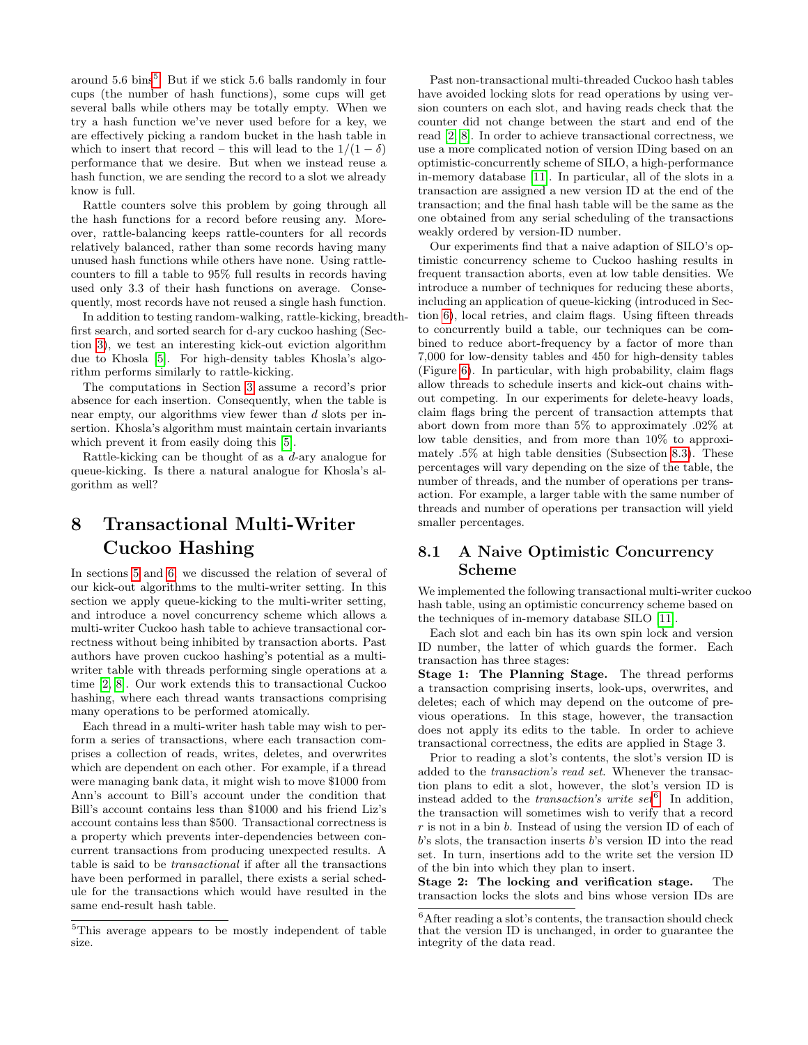around 5.6 bins[5]. But if we stick 5.6 balls randomly in four cups (the number of hash functions), some cups will get several balls while others may be totally empty. When we try a hash function we've never used before for a key, we are effectively picking a random bucket in the hash table in which to insert that record – this will lead to the $1/(1-\delta)$ performance that we desire. But when we instead reuse a hash function, we are sending the record to a slot we already know is full.

Rattle counters solve this problem by going through all the hash functions for a record before reusing any. Moreover, rattle-balancing keeps rattle-counters for all records relatively balanced, rather than some records having many unused hash functions while others have none. Using rattle-counters to fill a table to 95% full results in records having used only 3.3 of their hash functions on average. Consequently, most records have not reused a single hash function.

In addition to testing random-walking, rattle-kicking, breadth-first search, and sorted search for d-ary cuckoo hashing (Section 3), we test an interesting kick-out eviction algorithm due to Khosla [5]. For high-density tables Khosla's algorithm performs similarly to rattle-kicking.

The computations in Section 3 assume a record's prior absence for each insertion. Consequently, when the table is near empty, our algorithms view fewer than $d$ slots per insertion. Khosla's algorithm must maintain certain invariants which prevent it from easily doing this [5].

Rattle-kicking can be thought of as a $d$-ary analogue for queue-kicking. Is there a natural analogue for Khosla's algorithm as well?

# 8 Transactional Multi-Writer Cuckoo Hashing

In sections 5 and 6, we discussed the relation of several of our kick-out algorithms to the multi-writer setting. In this section we apply queue-kicking to the multi-writer setting, and introduce a novel concurrency scheme which allows a multi-writer Cuckoo hash table to achieve transactional correctness without being inhibited by transaction aborts. Past authors have proven cuckoo hashing's potential as a multi-writer table with threads performing single operations at a time [2, 8]. Our work extends this to transactional Cuckoo hashing, where each thread wants transactions comprising many operations to be performed atomically.

Each thread in a multi-writer hash table may wish to perform a series of transactions, where each transaction comprises a collection of reads, writes, deletes, and overwrites which are dependent on each other. For example, if a thread were managing bank data, it might wish to move \$1000 from Ann's account to Bill's account under the condition that Bill's account contains less than \$1000 and his friend Liz's account contains less than \$500. Transactional correctness is a property which prevents inter-dependencies between concurrent transactions from producing unexpected results. A table is said to be *transactional* if after all the transactions have been performed in parallel, there exists a serial schedule for the transactions which would have resulted in the same end-result hash table.

Past non-transactional multi-threaded Cuckoo hash tables have avoided locking slots for read operations by using version counters on each slot, and having reads check that the counter did not change between the start and end of the read [2, 8]. In order to achieve transactional correctness, we use a more complicated notion of version IDing based on an optimistic-concurrently scheme of SILO, a high-performance in-memory database [11]. In particular, all of the slots in a transaction are assigned a new version ID at the end of the transaction; and the final hash table will be the same as the one obtained from any serial scheduling of the transactions weakly ordered by version-ID number.

Our experiments find that a naive adaption of SILO's optimistic concurrency scheme to Cuckoo hashing results in frequent transaction aborts, even at low table densities. We introduce a number of techniques for reducing these aborts, including an application of queue-kicking (introduced in Section 6), local retries, and claim flags. Using fifteen threads to concurrently build a table, our techniques can be combined to reduce abort-frequency by a factor of more than 7,000 for low-density tables and 450 for high-density tables (Figure 6). In particular, with high probability, claim flags allow threads to schedule inserts and kick-out chains without competing. In our experiments for delete-heavy loads, claim flags bring the percent of transaction attempts that abort down from more than 5% to approximately .02% at low table densities, and from more than 10% to approximately .5% at high table densities (Subsection 8.3). These percentages will vary depending on the size of the table, the number of threads, and the number of operations per transaction. For example, a larger table with the same number of threads and number of operations per transaction will yield smaller percentages.

## 8.1 A Naive Optimistic Concurrency Scheme

We implemented the following transactional multi-writer cuckoo hash table, using an optimistic concurrency scheme based on the techniques of in-memory database SILO [11].

Each slot and each bin has its own spin lock and version ID number, the latter of which guards the former. Each transaction has three stages:

**Stage 1: The Planning Stage.** The thread performs a transaction comprising inserts, look-ups, overwrites, and deletes; each of which may depend on the outcome of previous operations. In this stage, however, the transaction does not apply its edits to the table. In order to achieve transactional correctness, the edits are applied in Stage 3.

Prior to reading a slot's contents, the slot's version ID is added to the *transaction's read set*. Whenever the transaction plans to edit a slot, however, the slot's version ID is instead added to the *transaction's write set*[6]. In addition, the transaction will sometimes wish to verify that a record $r$ is not in a bin $b$. Instead of using the version ID of each of $b$'s slots, the transaction inserts $b$'s version ID into the read set. In turn, insertions add to the write set the version ID of the bin into which they plan to insert.

**Stage 2: The locking and verification stage.** The transaction locks the slots and bins whose version IDs are

[5] This average appears to be mostly independent of table size.

[6] After reading a slot's contents, the transaction should check that the version ID is unchanged, in order to guarantee the integrity of the data read.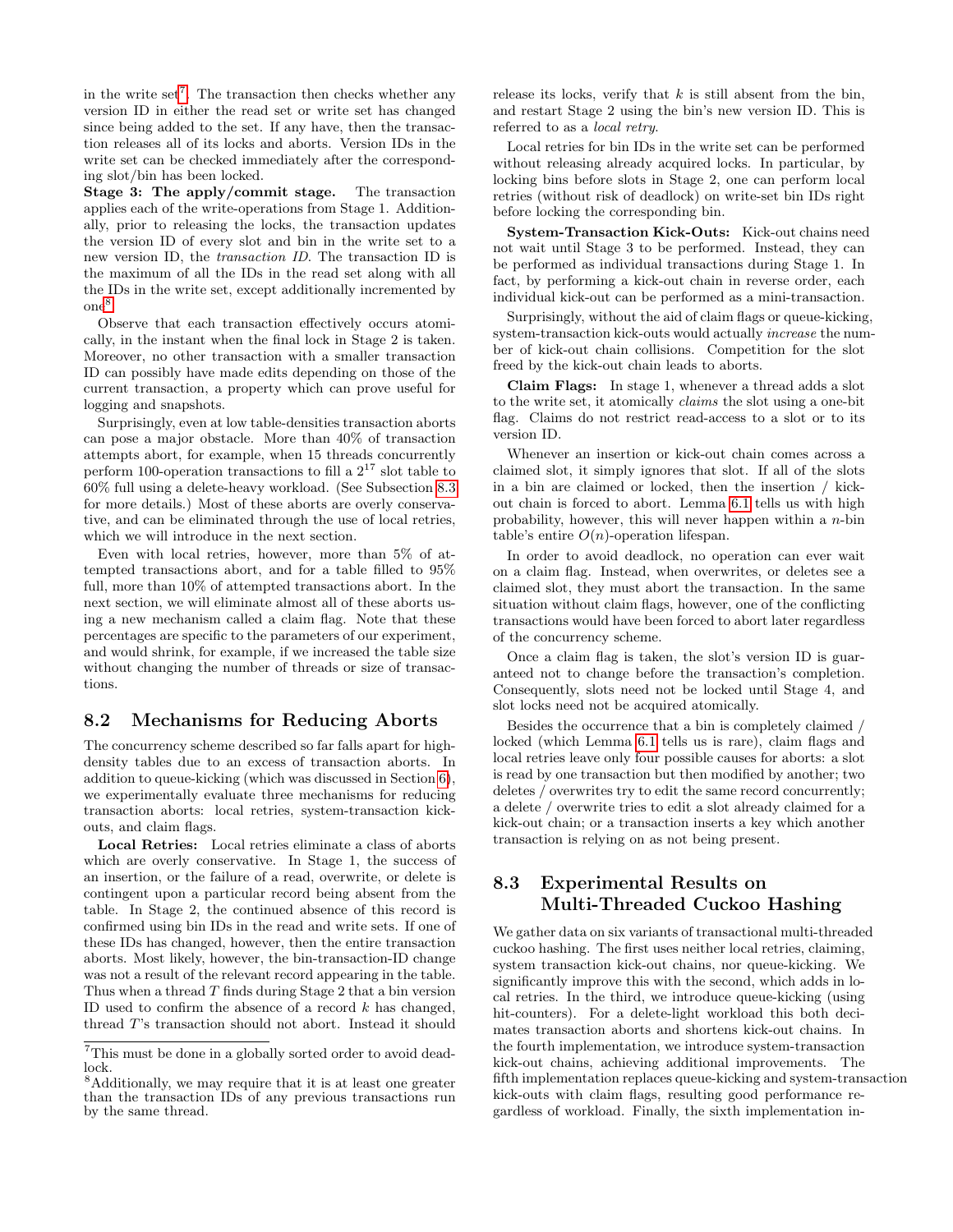in the write set[7]. The transaction then checks whether any version ID in either the read set or write set has changed since being added to the set. If any have, then the transaction releases all of its locks and aborts. Version IDs in the write set can be checked immediately after the corresponding slot/bin has been locked.

**Stage 3: The apply/commit stage.** The transaction applies each of the write-operations from Stage 1. Additionally, prior to releasing the locks, the transaction updates the version ID of every slot and bin in the write set to a new version ID, the *transaction ID*. The transaction ID is the maximum of all the IDs in the read set along with all the IDs in the write set, except additionally incremented by one[8].

Observe that each transaction effectively occurs atomically, in the instant when the final lock in Stage 2 is taken. Moreover, no other transaction with a smaller transaction ID can possibly have made edits depending on those of the current transaction, a property which can prove useful for logging and snapshots.

Surprisingly, even at low table-densities transaction aborts can pose a major obstacle. More than 40% of transaction attempts abort, for example, when 15 threads concurrently perform 100-operation transactions to fill a $2^{17}$ slot table to 60% full using a delete-heavy workload. (See Subsection 8.3 for more details.) Most of these aborts are overly conservative, and can be eliminated through the use of local retries, which we will introduce in the next section.

Even with local retries, however, more than 5% of attempted transactions abort, and for a table filled to 95% full, more than 10% of attempted transactions abort. In the next section, we will eliminate almost all of these aborts using a new mechanism called a claim flag. Note that these percentages are specific to the parameters of our experiment, and would shrink, for example, if we increased the table size without changing the number of threads or size of transactions.

## 8.2 Mechanisms for Reducing Aborts

The concurrency scheme described so far falls apart for high-density tables due to an excess of transaction aborts. In addition to queue-kicking (which was discussed in Section 6), we experimentally evaluate three mechanisms for reducing transaction aborts: local retries, system-transaction kick-outs, and claim flags.

**Local Retries:** Local retries eliminate a class of aborts which are overly conservative. In Stage 1, the success of an insertion, or the failure of a read, overwrite, or delete is contingent upon a particular record being absent from the table. In Stage 2, the continued absence of this record is confirmed using bin IDs in the read and write sets. If one of these IDs has changed, however, then the entire transaction aborts. Most likely, however, the bin-transaction-ID change was not a result of the relevant record appearing in the table. Thus when a thread $T$ finds during Stage 2 that a bin version ID used to confirm the absence of a record $k$ has changed, thread $T$'s transaction should not abort. Instead it should release its locks, verify that $k$ is still absent from the bin, and restart Stage 2 using the bin's new version ID. This is referred to as a *local retry*.

Local retries for bin IDs in the write set can be performed without releasing already acquired locks. In particular, by locking bins before slots in Stage 2, one can perform local retries (without risk of deadlock) on write-set bin IDs right before locking the corresponding bin.

**System-Transaction Kick-Outs:** Kick-out chains need not wait until Stage 3 to be performed. Instead, they can be performed as individual transactions during Stage 1. In fact, by performing a kick-out chain in reverse order, each individual kick-out can be performed as a mini-transaction.

Surprisingly, without the aid of claim flags or queue-kicking, system-transaction kick-outs would actually *increase* the number of kick-out chain collisions. Competition for the slot freed by the kick-out chain leads to aborts.

**Claim Flags:** In stage 1, whenever a thread adds a slot to the write set, it atomically *claims* the slot using a one-bit flag. Claims do not restrict read-access to a slot or to its version ID.

Whenever an insertion or kick-out chain comes across a claimed slot, it simply ignores that slot. If all of the slots in a bin are claimed or locked, then the insertion / kick-out chain is forced to abort. Lemma 6.1 tells us with high probability, however, this will never happen within a $n$-bin table's entire $O(n)$-operation lifespan.

In order to avoid deadlock, no operation can ever wait on a claim flag. Instead, when overwrites, or deletes see a claimed slot, they must abort the transaction. In the same situation without claim flags, however, one of the conflicting transactions would have been forced to abort later regardless of the concurrency scheme.

Once a claim flag is taken, the slot's version ID is guaranteed not to change before the transaction's completion. Consequently, slots need not be locked until Stage 4, and slot locks need not be acquired atomically.

Besides the occurrence that a bin is completely claimed / locked (which Lemma 6.1 tells us is rare), claim flags and local retries leave only four possible causes for aborts: a slot is read by one transaction but then modified by another; two deletes / overwrites try to edit the same record concurrently; a delete / overwrite tries to edit a slot already claimed for a kick-out chain; or a transaction inserts a key which another transaction is relying on as not being present.

## 8.3 Experimental Results on Multi-Threaded Cuckoo Hashing

We gather data on six variants of transactional multi-threaded cuckoo hashing. The first uses neither local retries, claiming, system transaction kick-out chains, nor queue-kicking. We significantly improve this with the second, which adds in local retries. In the third, we introduce queue-kicking (using hit-counters). For a delete-light workload this both decimates transaction aborts and shortens kick-out chains. In the fourth implementation, we introduce system-transaction kick-out chains, achieving additional improvements. The fifth implementation replaces queue-kicking and system-transaction kick-outs with claim flags, resulting good performance regardless of workload. Finally, the sixth implementation in-

[7] This must be done in a globally sorted order to avoid deadlock.

[8] Additionally, we may require that it is at least one greater than the transaction IDs of any previous transactions run by the same thread.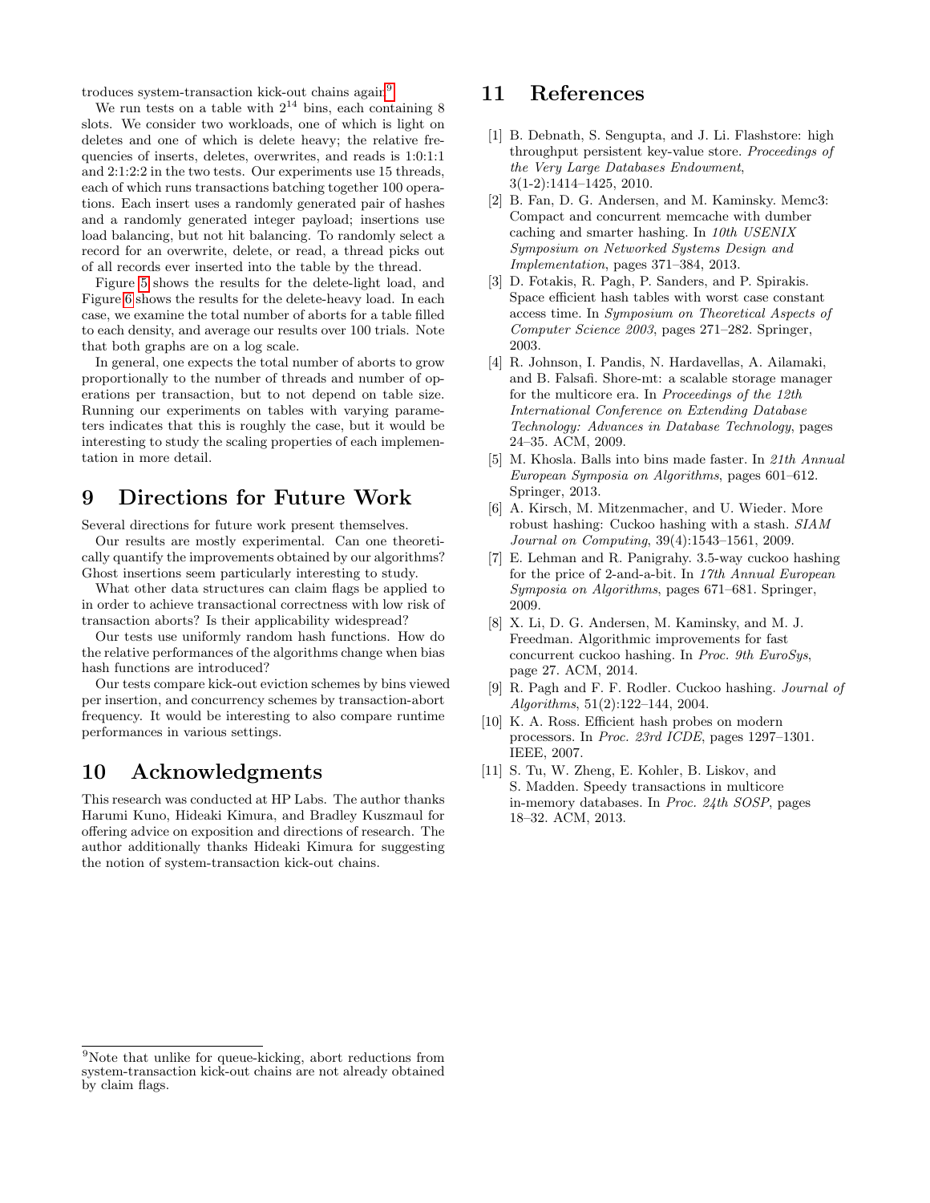troduces system-transaction kick-out chains again[9].

We run tests on a table with $2^{14}$ bins, each containing 8 slots. We consider two workloads, one of which is light on deletes and one of which is delete heavy; the relative frequencies of inserts, deletes, overwrites, and reads is 1:0:1:1 and 2:1:2:2 in the two tests. Our experiments use 15 threads, each of which runs transactions batching together 100 operations. Each insert uses a randomly generated pair of hashes and a randomly generated integer payload; insertions use load balancing, but not hit balancing. To randomly select a record for an overwrite, delete, or read, a thread picks out of all records ever inserted into the table by the thread.

Figure 5 shows the results for the delete-light load, and Figure 6 shows the results for the delete-heavy load. In each case, we examine the total number of aborts for a table filled to each density, and average our results over 100 trials. Note that both graphs are on a log scale.

In general, one expects the total number of aborts to grow proportionally to the number of threads and number of operations per transaction, but to not depend on table size. Running our experiments on tables with varying parameters indicates that this is roughly the case, but it would be interesting to study the scaling properties of each implementation in more detail.

# 9 Directions for Future Work

Several directions for future work present themselves.

Our results are mostly experimental. Can one theoretically quantify the improvements obtained by our algorithms? Ghost insertions seem particularly interesting to study.

What other data structures can claim flags be applied to in order to achieve transactional correctness with low risk of transaction aborts? Is their applicability widespread?

Our tests use uniformly random hash functions. How do the relative performances of the algorithms change when bias hash functions are introduced?

Our tests compare kick-out eviction schemes by bins viewed per insertion, and concurrency schemes by transaction-abort frequency. It would be interesting to also compare runtime performances in various settings.

# 10 Acknowledgments

This research was conducted at HP Labs. The author thanks Harumi Kuno, Hideaki Kimura, and Bradley Kuszmaul for offering advice on exposition and directions of research. The author additionally thanks Hideaki Kimura for suggesting the notion of system-transaction kick-out chains.

# 11 References

[1] B. Debnath, S. Sengupta, and J. Li. Flashstore: high throughput persistent key-value store. *Proceedings of the Very Large Databases Endowment*, 3(1-2):1414–1425, 2010.

[2] B. Fan, D. G. Andersen, and M. Kaminsky. Memc3: Compact and concurrent memcache with dumber caching and smarter hashing. In *10th USENIX Symposium on Networked Systems Design and Implementation*, pages 371–384, 2013.

[3] D. Fotakis, R. Pagh, P. Sanders, and P. Spirakis. Space efficient hash tables with worst case constant access time. In *Symposium on Theoretical Aspects of Computer Science 2003*, pages 271–282. Springer, 2003.

[4] R. Johnson, I. Pandis, N. Hardavellas, A. Ailamaki, and B. Falsafi. Shore-mt: a scalable storage manager for the multicore era. In *Proceedings of the 12th International Conference on Extending Database Technology: Advances in Database Technology*, pages 24–35. ACM, 2009.

[5] M. Khosla. Balls into bins made faster. In *21th Annual European Symposia on Algorithms*, pages 601–612. Springer, 2013.

[6] A. Kirsch, M. Mitzenmacher, and U. Wieder. More robust hashing: Cuckoo hashing with a stash. *SIAM Journal on Computing*, 39(4):1543–1561, 2009.

[7] E. Lehman and R. Panigrahy. 3.5-way cuckoo hashing for the price of 2-and-a-bit. In *17th Annual European Symposia on Algorithms*, pages 671–681. Springer, 2009.

[8] X. Li, D. G. Andersen, M. Kaminsky, and M. J. Freedman. Algorithmic improvements for fast concurrent cuckoo hashing. In *Proc. 9th EuroSys*, page 27. ACM, 2014.

[9] R. Pagh and F. F. Rodler. Cuckoo hashing. *Journal of Algorithms*, 51(2):122–144, 2004.

[10] K. A. Ross. Efficient hash probes on modern processors. In *Proc. 23rd ICDE*, pages 1297–1301. IEEE, 2007.

[11] S. Tu, W. Zheng, E. Kohler, B. Liskov, and S. Madden. Speedy transactions in multicore in-memory databases. In *Proc. 24th SOSP*, pages 18–32. ACM, 2013.

[9] Note that unlike for queue-kicking, abort reductions from system-transaction kick-out chains are not already obtained by claim flags.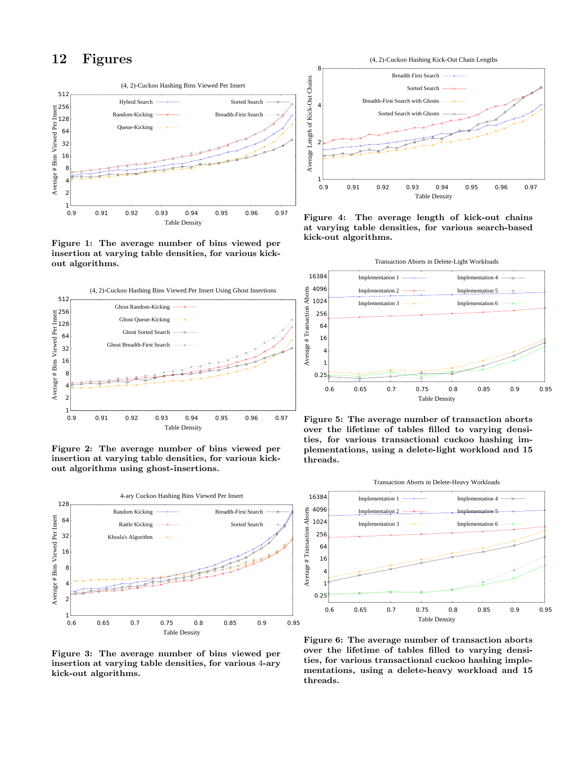## 12 Figures

(4, 2)-Cuckoo Hashing Bins Viewed Per Insert

Hybrid Search
Random-Kicking
Queue-Kicking
Sorted Search
Breadth-First Search

Average # Bins Viewed Per Insert

512
256
128
64
32
16
8
4
2
1

0.9 0.91 0.92 0.93 0.94 0.95 0.96 0.97

Table Density

**Figure 1: The average number of bins viewed per insertion at varying table densities, for various kick-out algorithms.**

(4, 2)-Cuckoo Hashing Bins Viewed Per Insert Using Ghost Insertions

Ghost Random-Kicking
Ghost Queue-Kicking
Ghost Sorted Search
Ghost Breadth-First Search

Average # Bins Viewed Per Insert

512
256
128
64
32
16
8
4
2
1

0.9 0.91 0.92 0.93 0.94 0.95 0.96 0.97

Table Density

**Figure 2: The average number of bins viewed per insertion at varying table densities, for various kick-out algorithms using ghost-insertions.**

4-ary Cuckoo Hashing Bins Viewed Per Insert

Random Kicking
Rattle Kicking
Khosla's Algorithm
Breadth-First Search
Sorted Search

Average # Bins Viewed Per Insert

128
64
32
16
8
4
2
1

0.6 0.65 0.7 0.75 0.8 0.85 0.9 0.95

Table Density

**Figure 3: The average number of bins viewed per insertion at varying table densities, for various 4-ary kick-out algorithms.**

(4, 2)-Cuckoo Hashing Kick-Out Chain Lengths

Breadth First Search
Sorted Search
Breadth-First Search with Ghosts
Sorted Search with Ghosts

Average Length of Kick-Out Chains

8
4
2
1

0.9 0.91 0.92 0.93 0.94 0.95 0.96 0.97

Table Density

**Figure 4: The average length of kick-out chains at varying table densities, for various search-based kick-out algorithms.**

Transaction Aborts in Delete-Light Workloads

Implementation 1
Implementation 2
Implementation 3
Implementation 4
Implementation 5
Implementation 6

Average # Transaction Aborts

16384
4096
1024
256
64
16
4
1
0.25

0.6 0.65 0.7 0.75 0.8 0.85 0.9 0.95

Table Density

**Figure 5: The average number of transaction aborts over the lifetime of tables filled to varying densities, for various transactional cuckoo hashing implementations, using a delete-light workload and 15 threads.**

Transaction Aborts in Delete-Heavy Workloads

Implementation 1
Implementation 2
Implementation 3
Implementation 4
Implementation 5
Implementation 6

Average # Transaction Aborts

16384
4096
1024
256
64
16
4
1
0.25

0.6 0.65 0.7 0.75 0.8 0.85 0.9 0.95

Table Density

**Figure 6: The average number of transaction aborts over the lifetime of tables filled to varying densities, for various transactional cuckoo hashing implementations, using a delete-heavy workload and 15 threads.**